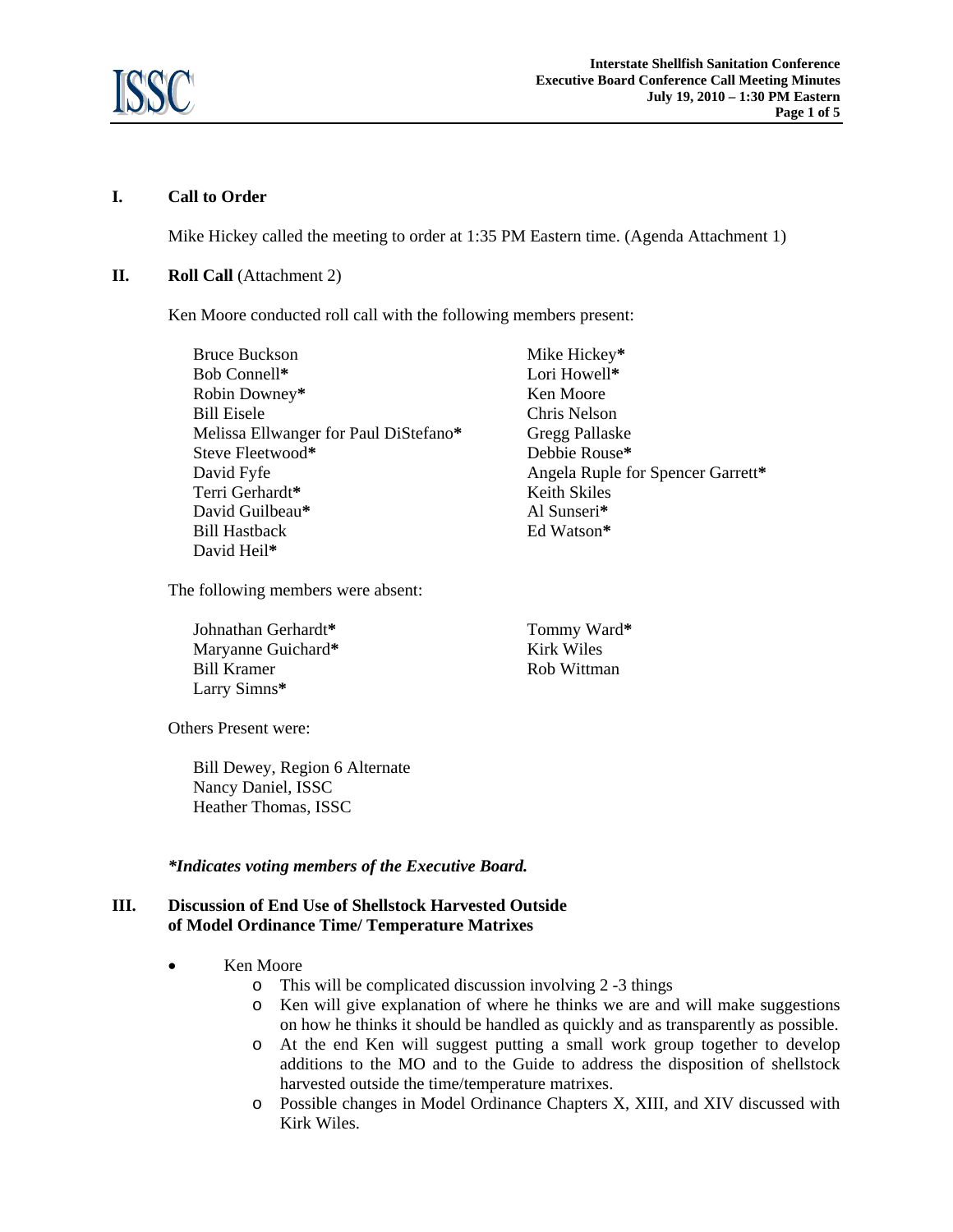## I. Call to Order

Mike Hickey called the meeting to order at 1:35 PM Eastern time. (Agenda Attachment 1)

## II. Roll Call (Attachment 2)

Ken Moore conducted roll call with the following members present:

Bruce Buckson
Bob Connell*
Robin Downey*
Bill Eisele
Melissa Ellwanger for Paul DiStefano*
Steve Fleetwood*
David Fyfe
Terri Gerhardt*
David Guilbeau*
Bill Hastback
David Heil*
Mike Hickey*
Lori Howell*
Ken Moore
Chris Nelson
Gregg Pallaske
Debbie Rouse*
Angela Ruple for Spencer Garrett*
Keith Skiles
Al Sunseri*
Ed Watson*

The following members were absent:

Johnathan Gerhardt*
Maryanne Guichard*
Bill Kramer
Larry Simns*
Tommy Ward*
Kirk Wiles
Rob Wittman

Others Present were:

Bill Dewey, Region 6 Alternate
Nancy Daniel, ISSC
Heather Thomas, ISSC

***Indicates voting members of the Executive Board.***

## III. Discussion of End Use of Shellstock Harvested Outside of Model Ordinance Time/ Temperature Matrixes

- Ken Moore
  - This will be complicated discussion involving 2 -3 things
  - Ken will give explanation of where he thinks we are and will make suggestions on how he thinks it should be handled as quickly and as transparently as possible.
  - At the end Ken will suggest putting a small work group together to develop additions to the MO and to the Guide to address the disposition of shellstock harvested outside the time/temperature matrixes.
  - Possible changes in Model Ordinance Chapters X, XIII, and XIV discussed with Kirk Wiles.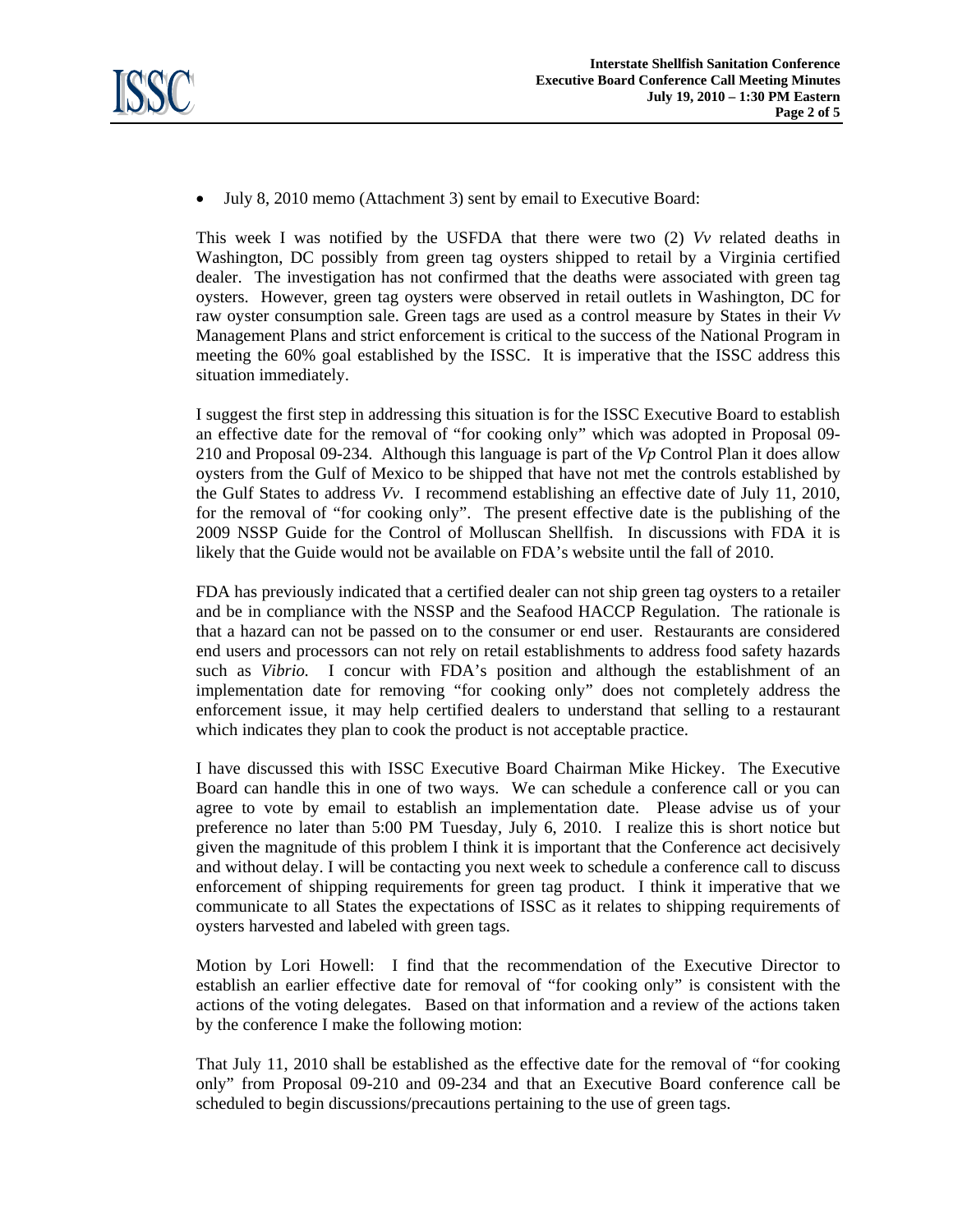- July 8, 2010 memo (Attachment 3) sent by email to Executive Board:

This week I was notified by the USFDA that there were two (2) *Vv* related deaths in Washington, DC possibly from green tag oysters shipped to retail by a Virginia certified dealer. The investigation has not confirmed that the deaths were associated with green tag oysters. However, green tag oysters were observed in retail outlets in Washington, DC for raw oyster consumption sale. Green tags are used as a control measure by States in their *Vv* Management Plans and strict enforcement is critical to the success of the National Program in meeting the 60% goal established by the ISSC. It is imperative that the ISSC address this situation immediately.

I suggest the first step in addressing this situation is for the ISSC Executive Board to establish an effective date for the removal of "for cooking only" which was adopted in Proposal 09-210 and Proposal 09-234. Although this language is part of the *Vp* Control Plan it does allow oysters from the Gulf of Mexico to be shipped that have not met the controls established by the Gulf States to address *Vv*. I recommend establishing an effective date of July 11, 2010, for the removal of "for cooking only". The present effective date is the publishing of the 2009 NSSP Guide for the Control of Molluscan Shellfish. In discussions with FDA it is likely that the Guide would not be available on FDA's website until the fall of 2010.

FDA has previously indicated that a certified dealer can not ship green tag oysters to a retailer and be in compliance with the NSSP and the Seafood HACCP Regulation. The rationale is that a hazard can not be passed on to the consumer or end user. Restaurants are considered end users and processors can not rely on retail establishments to address food safety hazards such as *Vibrio.* I concur with FDA's position and although the establishment of an implementation date for removing "for cooking only" does not completely address the enforcement issue, it may help certified dealers to understand that selling to a restaurant which indicates they plan to cook the product is not acceptable practice.

I have discussed this with ISSC Executive Board Chairman Mike Hickey. The Executive Board can handle this in one of two ways. We can schedule a conference call or you can agree to vote by email to establish an implementation date. Please advise us of your preference no later than 5:00 PM Tuesday, July 6, 2010. I realize this is short notice but given the magnitude of this problem I think it is important that the Conference act decisively and without delay. I will be contacting you next week to schedule a conference call to discuss enforcement of shipping requirements for green tag product. I think it imperative that we communicate to all States the expectations of ISSC as it relates to shipping requirements of oysters harvested and labeled with green tags.

Motion by Lori Howell: I find that the recommendation of the Executive Director to establish an earlier effective date for removal of "for cooking only" is consistent with the actions of the voting delegates. Based on that information and a review of the actions taken by the conference I make the following motion:

That July 11, 2010 shall be established as the effective date for the removal of "for cooking only" from Proposal 09-210 and 09-234 and that an Executive Board conference call be scheduled to begin discussions/precautions pertaining to the use of green tags.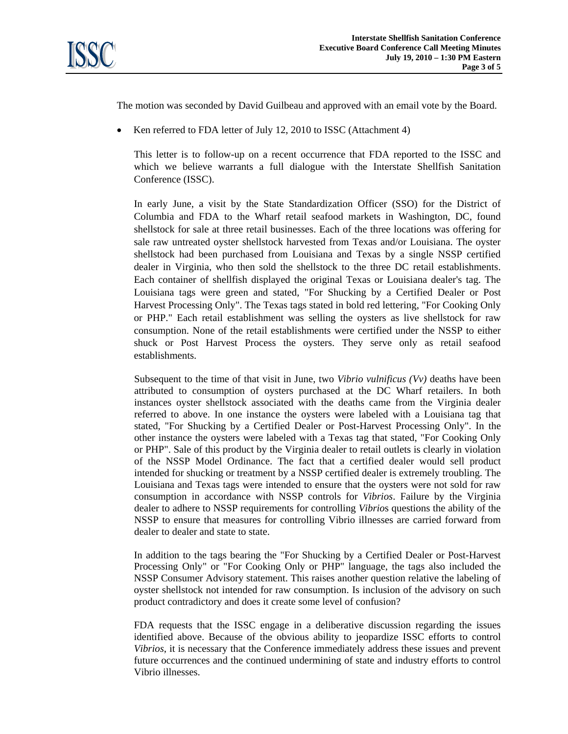The motion was seconded by David Guilbeau and approved with an email vote by the Board.

- Ken referred to FDA letter of July 12, 2010 to ISSC (Attachment 4)

  This letter is to follow-up on a recent occurrence that FDA reported to the ISSC and which we believe warrants a full dialogue with the Interstate Shellfish Sanitation Conference (ISSC).

  In early June, a visit by the State Standardization Officer (SSO) for the District of Columbia and FDA to the Wharf retail seafood markets in Washington, DC, found shellstock for sale at three retail businesses. Each of the three locations was offering for sale raw untreated oyster shellstock harvested from Texas and/or Louisiana. The oyster shellstock had been purchased from Louisiana and Texas by a single NSSP certified dealer in Virginia, who then sold the shellstock to the three DC retail establishments. Each container of shellfish displayed the original Texas or Louisiana dealer's tag. The Louisiana tags were green and stated, "For Shucking by a Certified Dealer or Post Harvest Processing Only". The Texas tags stated in bold red lettering, "For Cooking Only or PHP." Each retail establishment was selling the oysters as live shellstock for raw consumption. None of the retail establishments were certified under the NSSP to either shuck or Post Harvest Process the oysters. They serve only as retail seafood establishments.

  Subsequent to the time of that visit in June, two *Vibrio vulnificus (Vv)* deaths have been attributed to consumption of oysters purchased at the DC Wharf retailers. In both instances oyster shellstock associated with the deaths came from the Virginia dealer referred to above. In one instance the oysters were labeled with a Louisiana tag that stated, "For Shucking by a Certified Dealer or Post-Harvest Processing Only". In the other instance the oysters were labeled with a Texas tag that stated, "For Cooking Only or PHP". Sale of this product by the Virginia dealer to retail outlets is clearly in violation of the NSSP Model Ordinance. The fact that a certified dealer would sell product intended for shucking or treatment by a NSSP certified dealer is extremely troubling. The Louisiana and Texas tags were intended to ensure that the oysters were not sold for raw consumption in accordance with NSSP controls for *Vibrios*. Failure by the Virginia dealer to adhere to NSSP requirements for controlling *Vibrio*s questions the ability of the NSSP to ensure that measures for controlling Vibrio illnesses are carried forward from dealer to dealer and state to state.

  In addition to the tags bearing the "For Shucking by a Certified Dealer or Post-Harvest Processing Only" or "For Cooking Only or PHP" language, the tags also included the NSSP Consumer Advisory statement. This raises another question relative the labeling of oyster shellstock not intended for raw consumption. Is inclusion of the advisory on such product contradictory and does it create some level of confusion?

  FDA requests that the ISSC engage in a deliberative discussion regarding the issues identified above. Because of the obvious ability to jeopardize ISSC efforts to control *Vibrios*, it is necessary that the Conference immediately address these issues and prevent future occurrences and the continued undermining of state and industry efforts to control Vibrio illnesses.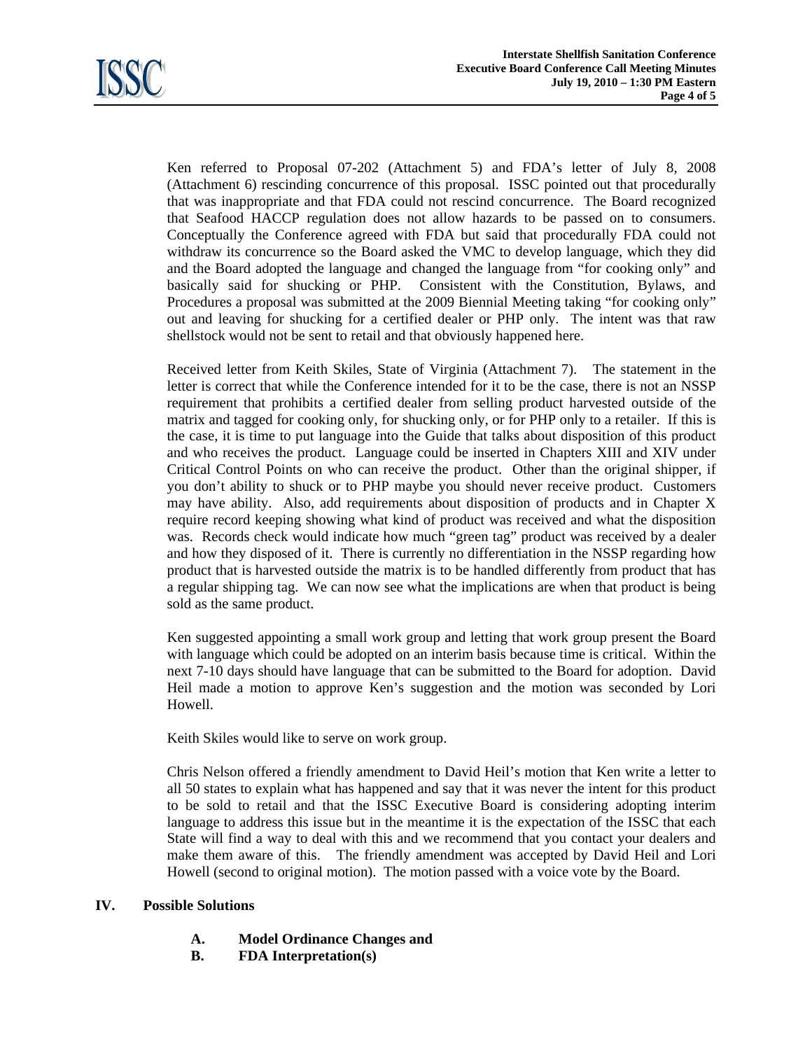Ken referred to Proposal 07-202 (Attachment 5) and FDA's letter of July 8, 2008 (Attachment 6) rescinding concurrence of this proposal. ISSC pointed out that procedurally that was inappropriate and that FDA could not rescind concurrence. The Board recognized that Seafood HACCP regulation does not allow hazards to be passed on to consumers. Conceptually the Conference agreed with FDA but said that procedurally FDA could not withdraw its concurrence so the Board asked the VMC to develop language, which they did and the Board adopted the language and changed the language from "for cooking only" and basically said for shucking or PHP. Consistent with the Constitution, Bylaws, and Procedures a proposal was submitted at the 2009 Biennial Meeting taking "for cooking only" out and leaving for shucking for a certified dealer or PHP only. The intent was that raw shellstock would not be sent to retail and that obviously happened here.

Received letter from Keith Skiles, State of Virginia (Attachment 7). The statement in the letter is correct that while the Conference intended for it to be the case, there is not an NSSP requirement that prohibits a certified dealer from selling product harvested outside of the matrix and tagged for cooking only, for shucking only, or for PHP only to a retailer. If this is the case, it is time to put language into the Guide that talks about disposition of this product and who receives the product. Language could be inserted in Chapters XIII and XIV under Critical Control Points on who can receive the product. Other than the original shipper, if you don't ability to shuck or to PHP maybe you should never receive product. Customers may have ability. Also, add requirements about disposition of products and in Chapter X require record keeping showing what kind of product was received and what the disposition was. Records check would indicate how much "green tag" product was received by a dealer and how they disposed of it. There is currently no differentiation in the NSSP regarding how product that is harvested outside the matrix is to be handled differently from product that has a regular shipping tag. We can now see what the implications are when that product is being sold as the same product.

Ken suggested appointing a small work group and letting that work group present the Board with language which could be adopted on an interim basis because time is critical. Within the next 7-10 days should have language that can be submitted to the Board for adoption. David Heil made a motion to approve Ken's suggestion and the motion was seconded by Lori Howell.

Keith Skiles would like to serve on work group.

Chris Nelson offered a friendly amendment to David Heil's motion that Ken write a letter to all 50 states to explain what has happened and say that it was never the intent for this product to be sold to retail and that the ISSC Executive Board is considering adopting interim language to address this issue but in the meantime it is the expectation of the ISSC that each State will find a way to deal with this and we recommend that you contact your dealers and make them aware of this. The friendly amendment was accepted by David Heil and Lori Howell (second to original motion). The motion passed with a voice vote by the Board.

## IV. Possible Solutions

**A. Model Ordinance Changes and**

**B. FDA Interpretation(s)**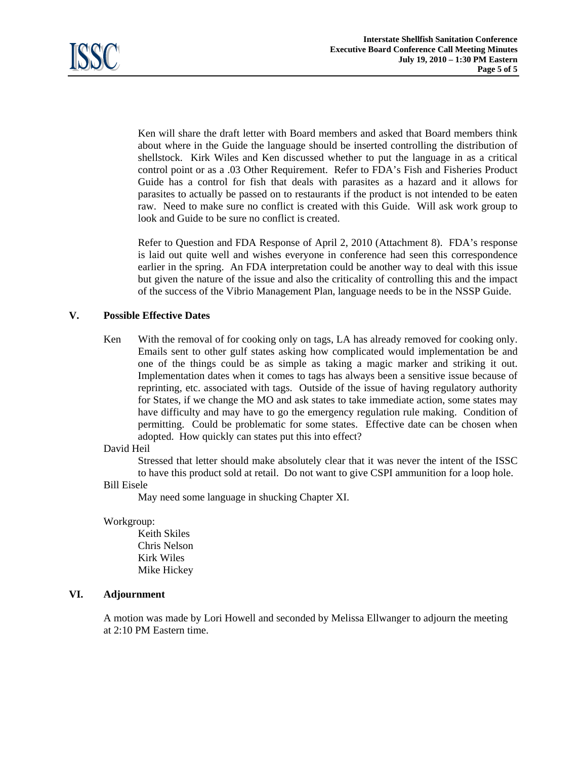Ken will share the draft letter with Board members and asked that Board members think about where in the Guide the language should be inserted controlling the distribution of shellstock. Kirk Wiles and Ken discussed whether to put the language in as a critical control point or as a .03 Other Requirement. Refer to FDA's Fish and Fisheries Product Guide has a control for fish that deals with parasites as a hazard and it allows for parasites to actually be passed on to restaurants if the product is not intended to be eaten raw. Need to make sure no conflict is created with this Guide. Will ask work group to look and Guide to be sure no conflict is created.

Refer to Question and FDA Response of April 2, 2010 (Attachment 8). FDA's response is laid out quite well and wishes everyone in conference had seen this correspondence earlier in the spring. An FDA interpretation could be another way to deal with this issue but given the nature of the issue and also the criticality of controlling this and the impact of the success of the Vibrio Management Plan, language needs to be in the NSSP Guide.

## V. Possible Effective Dates

Ken With the removal of for cooking only on tags, LA has already removed for cooking only. Emails sent to other gulf states asking how complicated would implementation be and one of the things could be as simple as taking a magic marker and striking it out. Implementation dates when it comes to tags has always been a sensitive issue because of reprinting, etc. associated with tags. Outside of the issue of having regulatory authority for States, if we change the MO and ask states to take immediate action, some states may have difficulty and may have to go the emergency regulation rule making. Condition of permitting. Could be problematic for some states. Effective date can be chosen when adopted. How quickly can states put this into effect?

David Heil

Stressed that letter should make absolutely clear that it was never the intent of the ISSC to have this product sold at retail. Do not want to give CSPI ammunition for a loop hole.

Bill Eisele

May need some language in shucking Chapter XI.

Workgroup:

Keith Skiles
Chris Nelson
Kirk Wiles
Mike Hickey

## VI. Adjournment

A motion was made by Lori Howell and seconded by Melissa Ellwanger to adjourn the meeting at 2:10 PM Eastern time.